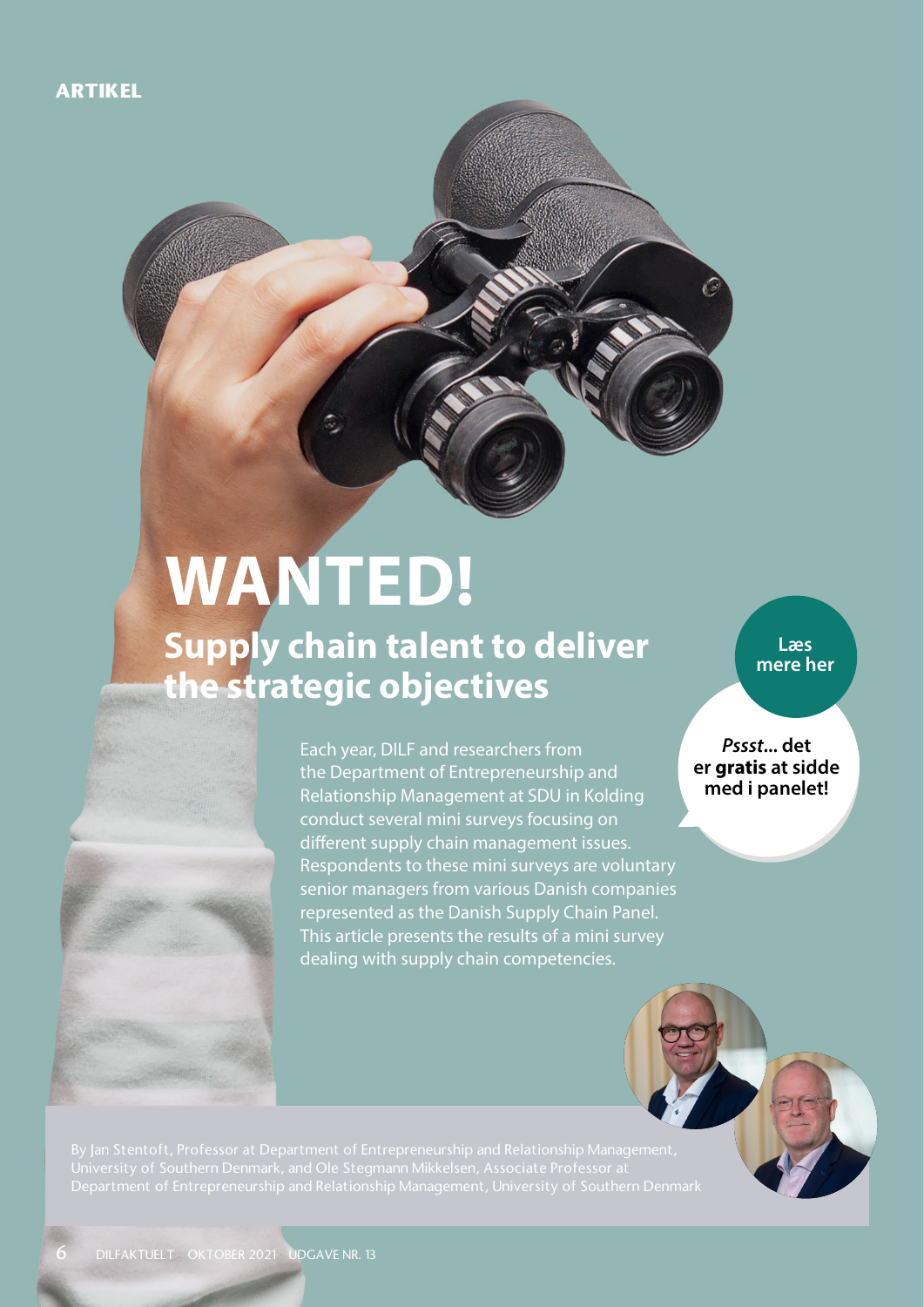ARTIKEL

# WANTED!

## Supply chain talent to deliver the strategic objectives

Each year, DILF and researchers from the Department of Entrepreneurship and Relationship Management at SDU in Kolding conduct several mini surveys focusing on different supply chain management issues. Respondents to these mini surveys are voluntary senior managers from various Danish companies represented as the Danish Supply Chain Panel. This article presents the results of a mini survey dealing with supply chain competencies.

**Læs mere her**

***Pssst...*** **det er gratis at sidde med i panelet!**

By Jan Stentoft, Professor at Department of Entrepreneurship and Relationship Management, University of Southern Denmark, and Ole Stegmann Mikkelsen, Associate Professor at Department of Entrepreneurship and Relationship Management, University of Southern Denmark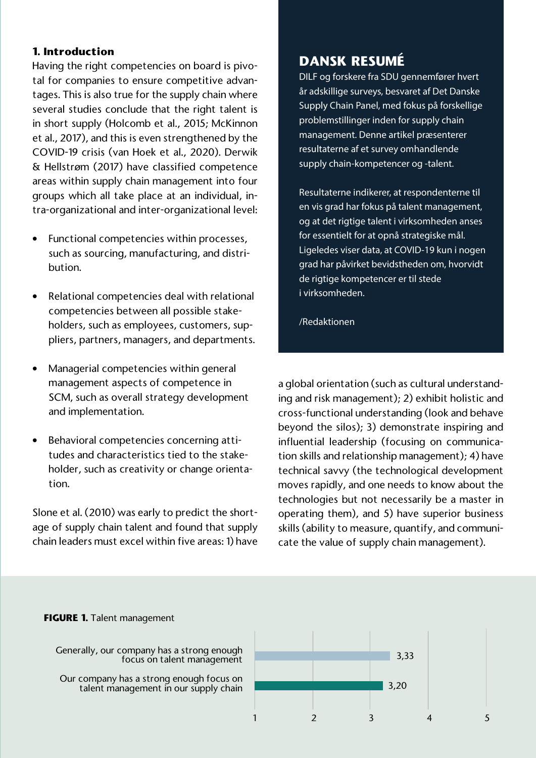## 1. Introduction

Having the right competencies on board is pivotal for companies to ensure competitive advantages. This is also true for the supply chain where several studies conclude that the right talent is in short supply (Holcomb et al., 2015; McKinnon et al., 2017), and this is even strengthened by the COVID-19 crisis (van Hoek et al., 2020). Derwik & Hellstrøm (2017) have classified competence areas within supply chain management into four groups which all take place at an individual, intra-organizational and inter-organizational level:

- Functional competencies within processes, such as sourcing, manufacturing, and distribution.
- Relational competencies deal with relational competencies between all possible stakeholders, such as employees, customers, suppliers, partners, managers, and departments.
- Managerial competencies within general management aspects of competence in SCM, such as overall strategy development and implementation.
- Behavioral competencies concerning attitudes and characteristics tied to the stakeholder, such as creativity or change orientation.

Slone et al. (2010) was early to predict the shortage of supply chain talent and found that supply chain leaders must excel within five areas: 1) have a global orientation (such as cultural understanding and risk management); 2) exhibit holistic and cross-functional understanding (look and behave beyond the silos); 3) demonstrate inspiring and influential leadership (focusing on communication skills and relationship management); 4) have technical savvy (the technological development moves rapidly, and one needs to know about the technologies but not necessarily be a master in operating them), and 5) have superior business skills (ability to measure, quantify, and communicate the value of supply chain management).

## DANSK RESUMÉ

DILF og forskere fra SDU gennemfører hvert år adskillige surveys, besvaret af Det Danske Supply Chain Panel, med fokus på forskellige problemstillinger inden for supply chain management. Denne artikel præsenterer resultaterne af et survey omhandlende supply chain-kompetencer og -talent.

Resultaterne indikerer, at respondenterne til en vis grad har fokus på talent management, og at det rigtige talent i virksomheden anses for essentielt for at opnå strategiske mål. Ligeledes viser data, at COVID-19 kun i nogen grad har påvirket bevidstheden om, hvorvidt de rigtige kompetencer er til stede i virksomheden.

/Redaktionen

**FIGURE 1.** Talent management

| Statement | Score (1–5) |
|---|---|
| Generally, our company has a strong enough focus on talent management | 3,33 |
| Our company has a strong enough focus on talent management in our supply chain | 3,20 |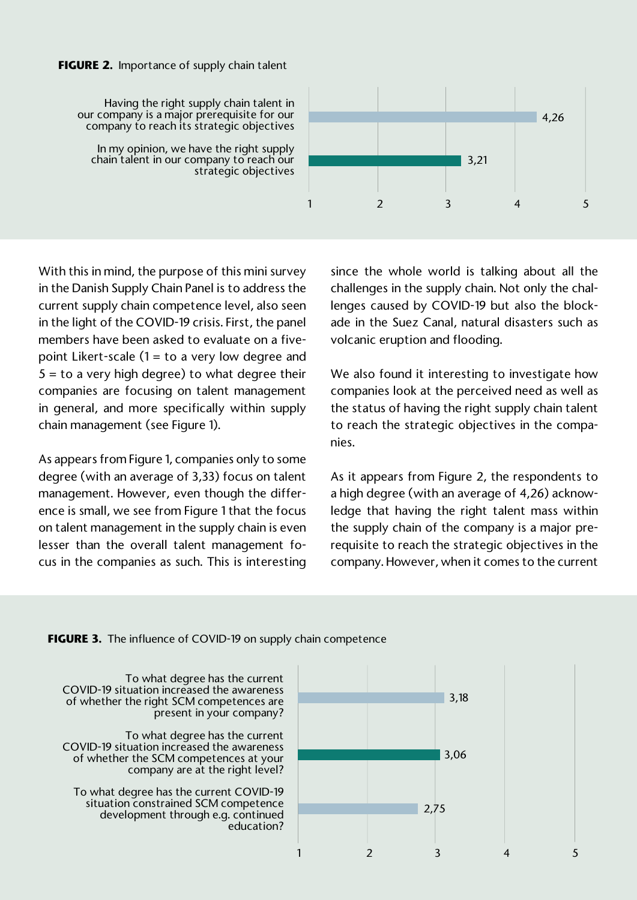**FIGURE 2.** Importance of supply chain talent

| Statement | Average (1–5) |
| --- | --- |
| Having the right supply chain talent in our company is a major prerequisite for our company to reach its strategic objectives | 4,26 |
| In my opinion, we have the right supply chain talent in our company to reach our strategic objectives | 3,21 |

With this in mind, the purpose of this mini survey in the Danish Supply Chain Panel is to address the current supply chain competence level, also seen in the light of the COVID-19 crisis. First, the panel members have been asked to evaluate on a five-point Likert-scale (1 = to a very low degree and 5 = to a very high degree) to what degree their companies are focusing on talent management in general, and more specifically within supply chain management (see Figure 1).

As appears from Figure 1, companies only to some degree (with an average of 3,33) focus on talent management. However, even though the difference is small, we see from Figure 1 that the focus on talent management in the supply chain is even lesser than the overall talent management focus in the companies as such. This is interesting since the whole world is talking about all the challenges in the supply chain. Not only the challenges caused by COVID-19 but also the blockade in the Suez Canal, natural disasters such as volcanic eruption and flooding.

We also found it interesting to investigate how companies look at the perceived need as well as the status of having the right supply chain talent to reach the strategic objectives in the companies.

As it appears from Figure 2, the respondents to a high degree (with an average of 4,26) acknowledge that having the right talent mass within the supply chain of the company is a major prerequisite to reach the strategic objectives in the company. However, when it comes to the current

**FIGURE 3.** The influence of COVID-19 on supply chain competence

| Question | Average (1–5) |
| --- | --- |
| To what degree has the current COVID-19 situation increased the awareness of whether the right SCM competences are present in your company? | 3,18 |
| To what degree has the current COVID-19 situation increased the awareness of whether the SCM competences at your company are at the right level? | 3,06 |
| To what degree has the current COVID-19 situation constrained SCM competence development through e.g. continued education? | 2,75 |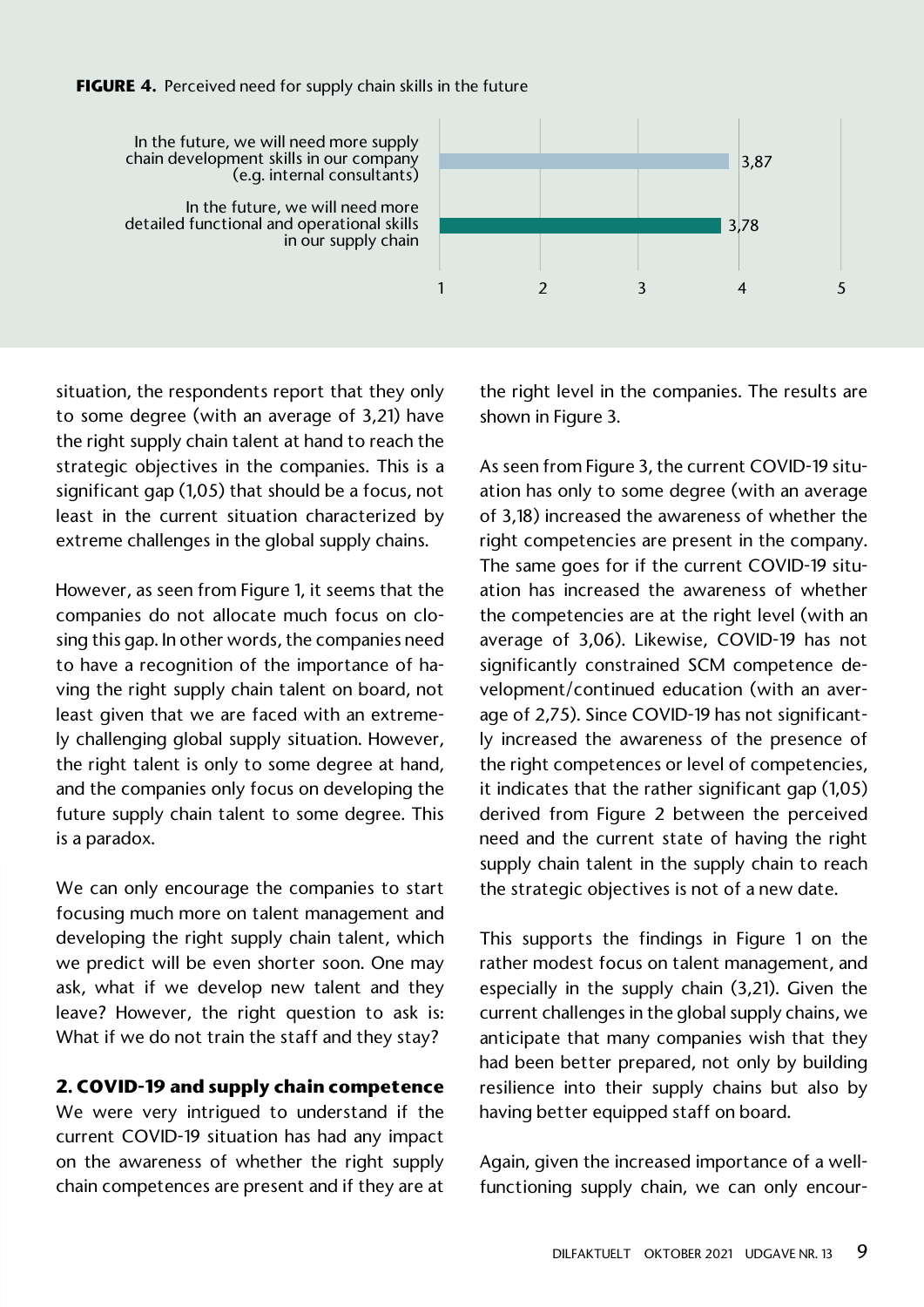**FIGURE 4.** Perceived need for supply chain skills in the future

| Statement | Average (scale 1–5) |
| --- | --- |
| In the future, we will need more supply chain development skills in our company (e.g. internal consultants) | 3,87 |
| In the future, we will need more detailed functional and operational skills in our supply chain | 3,78 |

situation, the respondents report that they only to some degree (with an average of 3,21) have the right supply chain talent at hand to reach the strategic objectives in the companies. This is a significant gap (1,05) that should be a focus, not least in the current situation characterized by extreme challenges in the global supply chains.

However, as seen from Figure 1, it seems that the companies do not allocate much focus on closing this gap. In other words, the companies need to have a recognition of the importance of having the right supply chain talent on board, not least given that we are faced with an extremely challenging global supply situation. However, the right talent is only to some degree at hand, and the companies only focus on developing the future supply chain talent to some degree. This is a paradox.

We can only encourage the companies to start focusing much more on talent management and developing the right supply chain talent, which we predict will be even shorter soon. One may ask, what if we develop new talent and they leave? However, the right question to ask is: What if we do not train the staff and they stay?

## 2. COVID-19 and supply chain competence

We were very intrigued to understand if the current COVID-19 situation has had any impact on the awareness of whether the right supply chain competences are present and if they are at the right level in the companies. The results are shown in Figure 3.

As seen from Figure 3, the current COVID-19 situation has only to some degree (with an average of 3,18) increased the awareness of whether the right competencies are present in the company. The same goes for if the current COVID-19 situation has increased the awareness of whether the competencies are at the right level (with an average of 3,06). Likewise, COVID-19 has not significantly constrained SCM competence development/continued education (with an average of 2,75). Since COVID-19 has not significantly increased the awareness of the presence of the right competences or level of competencies, it indicates that the rather significant gap (1,05) derived from Figure 2 between the perceived need and the current state of having the right supply chain talent in the supply chain to reach the strategic objectives is not of a new date.

This supports the findings in Figure 1 on the rather modest focus on talent management, and especially in the supply chain (3,21). Given the current challenges in the global supply chains, we anticipate that many companies wish that they had been better prepared, not only by building resilience into their supply chains but also by having better equipped staff on board.

Again, given the increased importance of a well-functioning supply chain, we can only encour-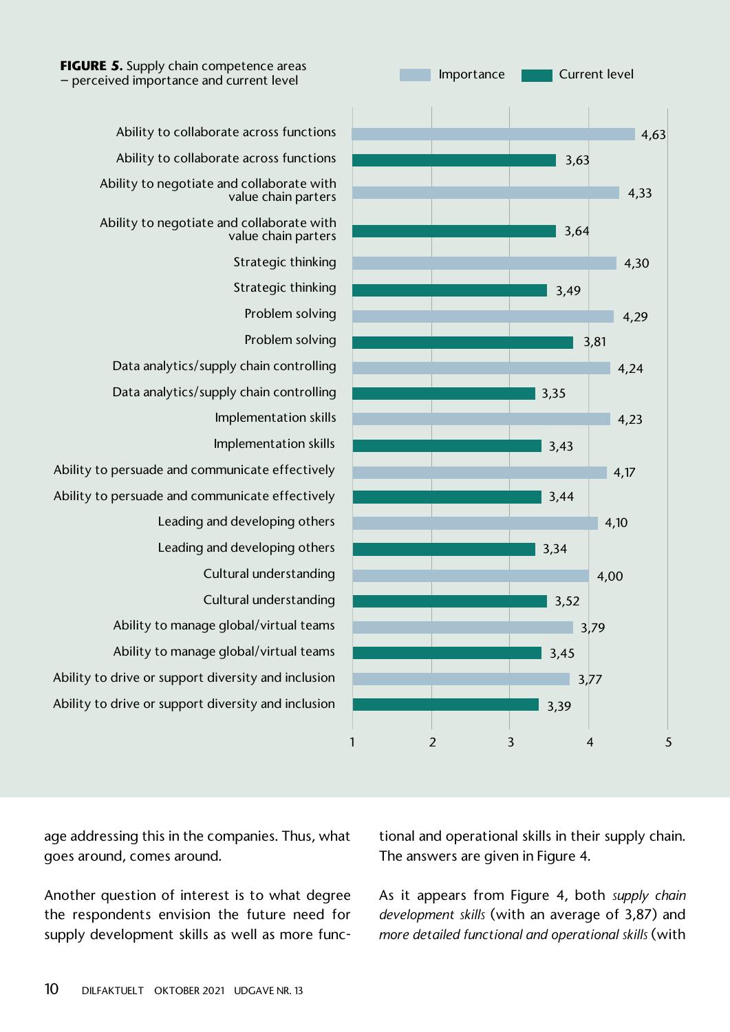**FIGURE 5.** Supply chain competence areas – perceived importance and current level

| Competence area | Importance | Current level |
|---|---|---|
| Ability to collaborate across functions | 4,63 | 3,63 |
| Ability to negotiate and collaborate with value chain parters | 4,33 | 3,64 |
| Strategic thinking | 4,30 | 3,49 |
| Problem solving | 4,29 | 3,81 |
| Data analytics/supply chain controlling | 4,24 | 3,35 |
| Implementation skills | 4,23 | 3,43 |
| Ability to persuade and communicate effectively | 4,17 | 3,44 |
| Leading and developing others | 4,10 | 3,34 |
| Cultural understanding | 4,00 | 3,52 |
| Ability to manage global/virtual teams | 3,79 | 3,45 |
| Ability to drive or support diversity and inclusion | 3,77 | 3,39 |

age addressing this in the companies. Thus, what goes around, comes around.

Another question of interest is to what degree the respondents envision the future need for supply development skills as well as more functional and operational skills in their supply chain. The answers are given in Figure 4.

As it appears from Figure 4, both *supply chain development skills* (with an average of 3,87) and *more detailed functional and operational skills* (with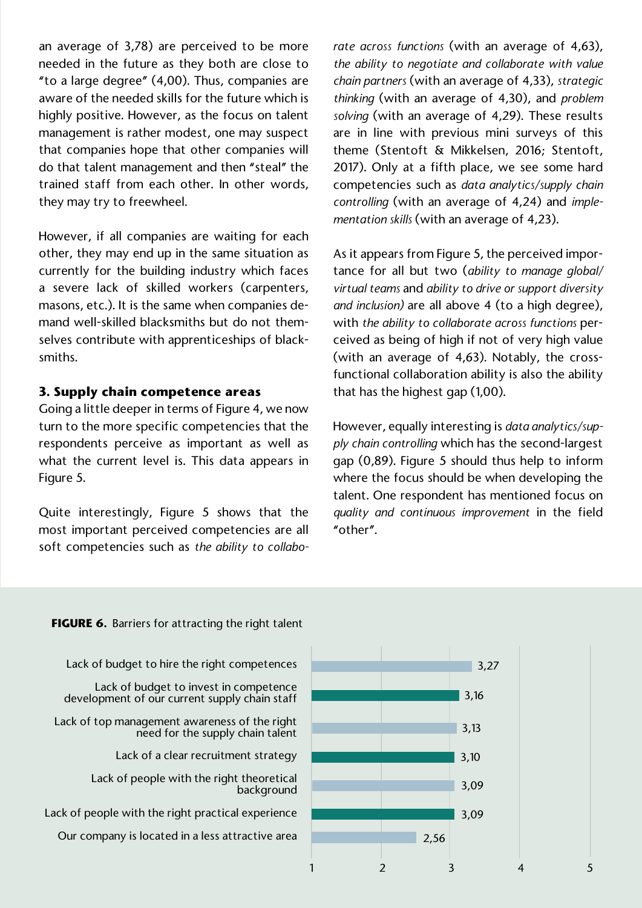an average of 3,78) are perceived to be more needed in the future as they both are close to "to a large degree" (4,00). Thus, companies are aware of the needed skills for the future which is highly positive. However, as the focus on talent management is rather modest, one may suspect that companies hope that other companies will do that talent management and then "steal" the trained staff from each other. In other words, they may try to freewheel.

However, if all companies are waiting for each other, they may end up in the same situation as currently for the building industry which faces a severe lack of skilled workers (carpenters, masons, etc.). It is the same when companies demand well-skilled blacksmiths but do not themselves contribute with apprenticeships of blacksmiths.

### 3. Supply chain competence areas

Going a little deeper in terms of Figure 4, we now turn to the more specific competencies that the respondents perceive as important as well as what the current level is. This data appears in Figure 5.

Quite interestingly, Figure 5 shows that the most important perceived competencies are all soft competencies such as *the ability to collaborate across functions* (with an average of 4,63), *the ability to negotiate and collaborate with value chain partners* (with an average of 4,33), *strategic thinking* (with an average of 4,30), and *problem solving* (with an average of 4,29). These results are in line with previous mini surveys of this theme (Stentoft & Mikkelsen, 2016; Stentoft, 2017). Only at a fifth place, we see some hard competencies such as *data analytics/supply chain controlling* (with an average of 4,24) and *implementation skills* (with an average of 4,23).

As it appears from Figure 5, the perceived importance for all but two (*ability to manage global/virtual teams* and *ability to drive or support diversity and inclusion)* are all above 4 (to a high degree), with *the ability to collaborate across functions* perceived as being of high if not of very high value (with an average of 4,63). Notably, the cross-functional collaboration ability is also the ability that has the highest gap (1,00).

However, equally interesting is *data analytics/supply chain controlling* which has the second-largest gap (0,89). Figure 5 should thus help to inform where the focus should be when developing the talent. One respondent has mentioned focus on *quality and continuous improvement* in the field "other".

**FIGURE 6.** Barriers for attracting the right talent

| Barrier | Average (scale 1–5) |
|---|---|
| Lack of budget to hire the right competences | 3,27 |
| Lack of budget to invest in competence development of our current supply chain staff | 3,16 |
| Lack of top management awareness of the right need for the supply chain talent | 3,13 |
| Lack of a clear recruitment strategy | 3,10 |
| Lack of people with the right theoretical background | 3,09 |
| Lack of people with the right practical experience | 3,09 |
| Our company is located in a less attractive area | 2,56 |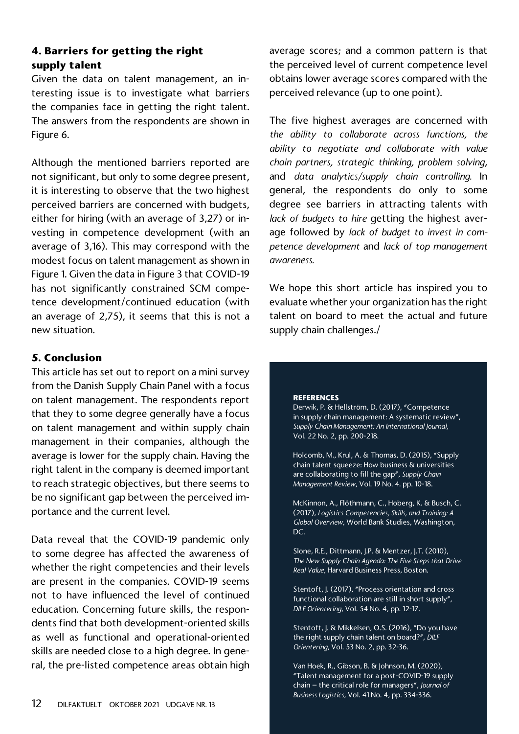## 4. Barriers for getting the right supply talent

Given the data on talent management, an interesting issue is to investigate what barriers the companies face in getting the right talent. The answers from the respondents are shown in Figure 6.

Although the mentioned barriers reported are not significant, but only to some degree present, it is interesting to observe that the two highest perceived barriers are concerned with budgets, either for hiring (with an average of 3,27) or investing in competence development (with an average of 3,16). This may correspond with the modest focus on talent management as shown in Figure 1. Given the data in Figure 3 that COVID-19 has not significantly constrained SCM competence development/continued education (with an average of 2,75), it seems that this is not a new situation.

## 5. Conclusion

This article has set out to report on a mini survey from the Danish Supply Chain Panel with a focus on talent management. The respondents report that they to some degree generally have a focus on talent management and within supply chain management in their companies, although the average is lower for the supply chain. Having the right talent in the company is deemed important to reach strategic objectives, but there seems to be no significant gap between the perceived importance and the current level.

Data reveal that the COVID-19 pandemic only to some degree has affected the awareness of whether the right competencies and their levels are present in the companies. COVID-19 seems not to have influenced the level of continued education. Concerning future skills, the respondents find that both development-oriented skills as well as functional and operational-oriented skills are needed close to a high degree. In general, the pre-listed competence areas obtain high average scores; and a common pattern is that the perceived level of current competence level obtains lower average scores compared with the perceived relevance (up to one point).

The five highest averages are concerned with *the ability to collaborate across functions, the ability to negotiate and collaborate with value chain partners, strategic thinking, problem solving*, and *data analytics/supply chain controlling.* In general, the respondents do only to some degree see barriers in attracting talents with *lack of budgets to hire* getting the highest average followed by *lack of budget to invest in competence development* and *lack of top management awareness.*

We hope this short article has inspired you to evaluate whether your organization has the right talent on board to meet the actual and future supply chain challenges./

**REFERENCES**

Derwik, P. & Hellström, D. (2017), "Competence in supply chain management: A systematic review", *Supply Chain Management: An International Journal*, Vol. 22 No. 2, pp. 200-218.

Holcomb, M., Krul, A. & Thomas, D. (2015), "Supply chain talent squeeze: How business & universities are collaborating to fill the gap", *Supply Chain Management Review*, Vol. 19 No. 4. pp. 10-18.

McKinnon, A., Flöthmann, C., Hoberg, K. & Busch, C. (2017), *Logistics Competencies, Skills, and Training: A Global Overview*, World Bank Studies, Washington, DC.

Slone, R.E., Dittmann, J.P. & Mentzer, J.T. (2010), *The New Supply Chain Agenda: The Five Steps that Drive Real Value*, Harvard Business Press, Boston.

Stentoft, J. (2017), "Process orientation and cross functional collaboration are still in short supply", *DILF Orientering*, Vol. 54 No. 4, pp. 12-17.

Stentoft, J. & Mikkelsen, O.S. (2016), "Do you have the right supply chain talent on board?", *DILF Orientering*, Vol. 53 No. 2, pp. 32-36.

Van Hoek, R., Gibson, B. & Johnson, M. (2020), "Talent management for a post-COVID-19 supply chain – the critical role for managers", *Journal of Business Logistics*, Vol. 41 No. 4, pp. 334-336.